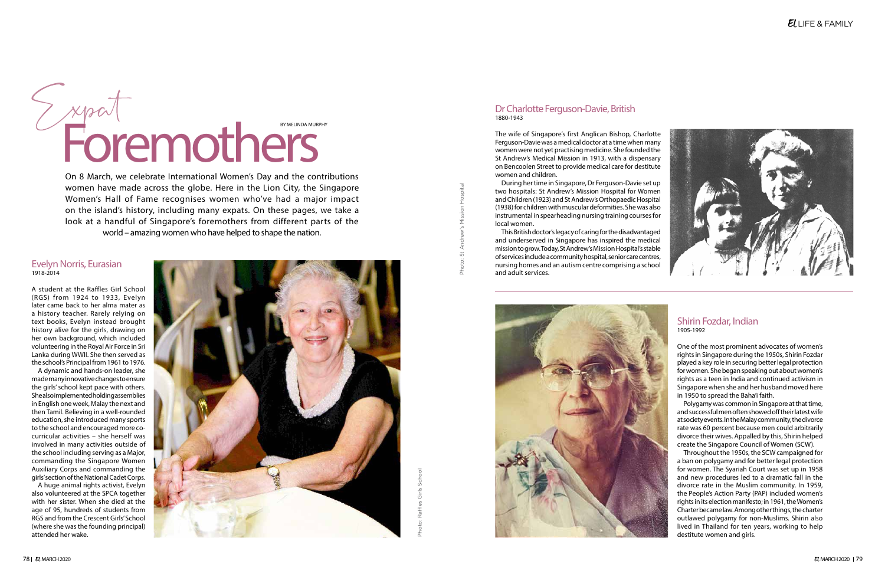# Expat Foremothers

BY MELINDA MURPHY

On 8 March, we celebrate International Women's Day and the contributions women have made across the globe. Here in the Lion City, the Singapore Women's Hall of Fame recognises women who've had a major impact on the island's history, including many expats. On these pages, we take a look at a handful of Singapore's foremothers from different parts of the world – amazing women who have helped to shape the nation.

## Evelyn Norris, Eurasian
1918-2014

A student at the Raffles Girl School (RGS) from 1924 to 1933, Evelyn later came back to her alma mater as a history teacher. Rarely relying on text books, Evelyn instead brought history alive for the girls, drawing on her own background, which included volunteering in the Royal Air Force in Sri Lanka during WWII. She then served as the school's Principal from 1961 to 1976.

A dynamic and hands-on leader, she made many innovative changes to ensure the girls' school kept pace with others. She also implemented holding assemblies in English one week, Malay the next and then Tamil. Believing in a well-rounded education, she introduced many sports to the school and encouraged more co-curricular activities – she herself was involved in many activities outside of the school including serving as a Major, commanding the Singapore Women Auxiliary Corps and commanding the girls' section of the National Cadet Corps.

A huge animal rights activist, Evelyn also volunteered at the SPCA together with her sister. When she died at the age of 95, hundreds of students from RGS and from the Crescent Girls' School (where she was the founding principal) attended her wake.

Photo: Raffles Girls School

## Dr Charlotte Ferguson-Davie, British
1880-1943

The wife of Singapore's first Anglican Bishop, Charlotte Ferguson-Davie was a medical doctor at a time when many women were not yet practising medicine. She founded the St Andrew's Medical Mission in 1913, with a dispensary on Bencoolen Street to provide medical care for destitute women and children.

During her time in Singapore, Dr Ferguson-Davie set up two hospitals: St Andrew's Mission Hospital for Women and Children (1923) and St Andrew's Orthopaedic Hospital (1938) for children with muscular deformities. She was also instrumental in spearheading nursing training courses for local women.

This British doctor's legacy of caring for the disadvantaged and underserved in Singapore has inspired the medical mission to grow. Today, St Andrew's Mission Hospital's stable of services include a community hospital, senior care centres, nursing homes and an autism centre comprising a school and adult services.

Photo: St. Andrew's Mission Hospital

## Shirin Fozdar, Indian
1905-1992

One of the most prominent advocates of women's rights in Singapore during the 1950s, Shirin Fozdar played a key role in securing better legal protection for women. She began speaking out about women's rights as a teen in India and continued activism in Singapore when she and her husband moved here in 1950 to spread the Baha'i faith.

Polygamy was common in Singapore at that time, and successful men often showed off their latest wife at society events. In the Malay community, the divorce rate was 60 percent because men could arbitrarily divorce their wives. Appalled by this, Shirin helped create the Singapore Council of Women (SCW).

Throughout the 1950s, the SCW campaigned for a ban on polygamy and for better legal protection for women. The Syariah Court was set up in 1958 and new procedures led to a dramatic fall in the divorce rate in the Muslim community. In 1959, the People's Action Party (PAP) included women's rights in its election manifesto; in 1961, the Women's Charter became law. Among other things, the charter outlawed polygamy for non-Muslims. Shirin also lived in Thailand for ten years, working to help destitute women and girls.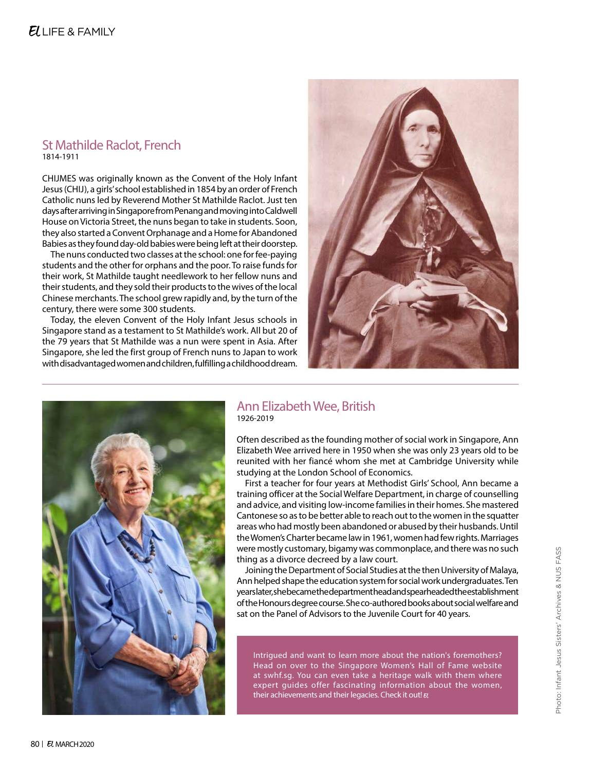## St Mathilde Raclot, French

1814-1911

CHIJMES was originally known as the Convent of the Holy Infant Jesus (CHIJ), a girls' school established in 1854 by an order of French Catholic nuns led by Reverend Mother St Mathilde Raclot. Just ten days after arriving in Singapore from Penang and moving into Caldwell House on Victoria Street, the nuns began to take in students. Soon, they also started a Convent Orphanage and a Home for Abandoned Babies as they found day-old babies were being left at their doorstep.

The nuns conducted two classes at the school: one for fee-paying students and the other for orphans and the poor. To raise funds for their work, St Mathilde taught needlework to her fellow nuns and their students, and they sold their products to the wives of the local Chinese merchants. The school grew rapidly and, by the turn of the century, there were some 300 students.

Today, the eleven Convent of the Holy Infant Jesus schools in Singapore stand as a testament to St Mathilde's work. All but 20 of the 79 years that St Mathilde was a nun were spent in Asia. After Singapore, she led the first group of French nuns to Japan to work with disadvantaged women and children, fulfilling a childhood dream.

## Ann Elizabeth Wee, British

1926-2019

Often described as the founding mother of social work in Singapore, Ann Elizabeth Wee arrived here in 1950 when she was only 23 years old to be reunited with her fiancé whom she met at Cambridge University while studying at the London School of Economics.

First a teacher for four years at Methodist Girls' School, Ann became a training officer at the Social Welfare Department, in charge of counselling and advice, and visiting low-income families in their homes. She mastered Cantonese so as to be better able to reach out to the women in the squatter areas who had mostly been abandoned or abused by their husbands. Until the Women's Charter became law in 1961, women had few rights. Marriages were mostly customary, bigamy was commonplace, and there was no such thing as a divorce decreed by a law court.

Joining the Department of Social Studies at the then University of Malaya, Ann helped shape the education system for social work undergraduates. Ten years later, she became the department head and spearheaded the establishment of the Honours degree course. She co-authored books about social welfare and sat on the Panel of Advisors to the Juvenile Court for 40 years.

Intrigued and want to learn more about the nation's foremothers? Head on over to the Singapore Women's Hall of Fame website at swhf.sg. You can even take a heritage walk with them where expert guides offer fascinating information about the women, their achievements and their legacies. Check it out!

Photo: Infant Jesus Sisters' Archives & NUS FASS